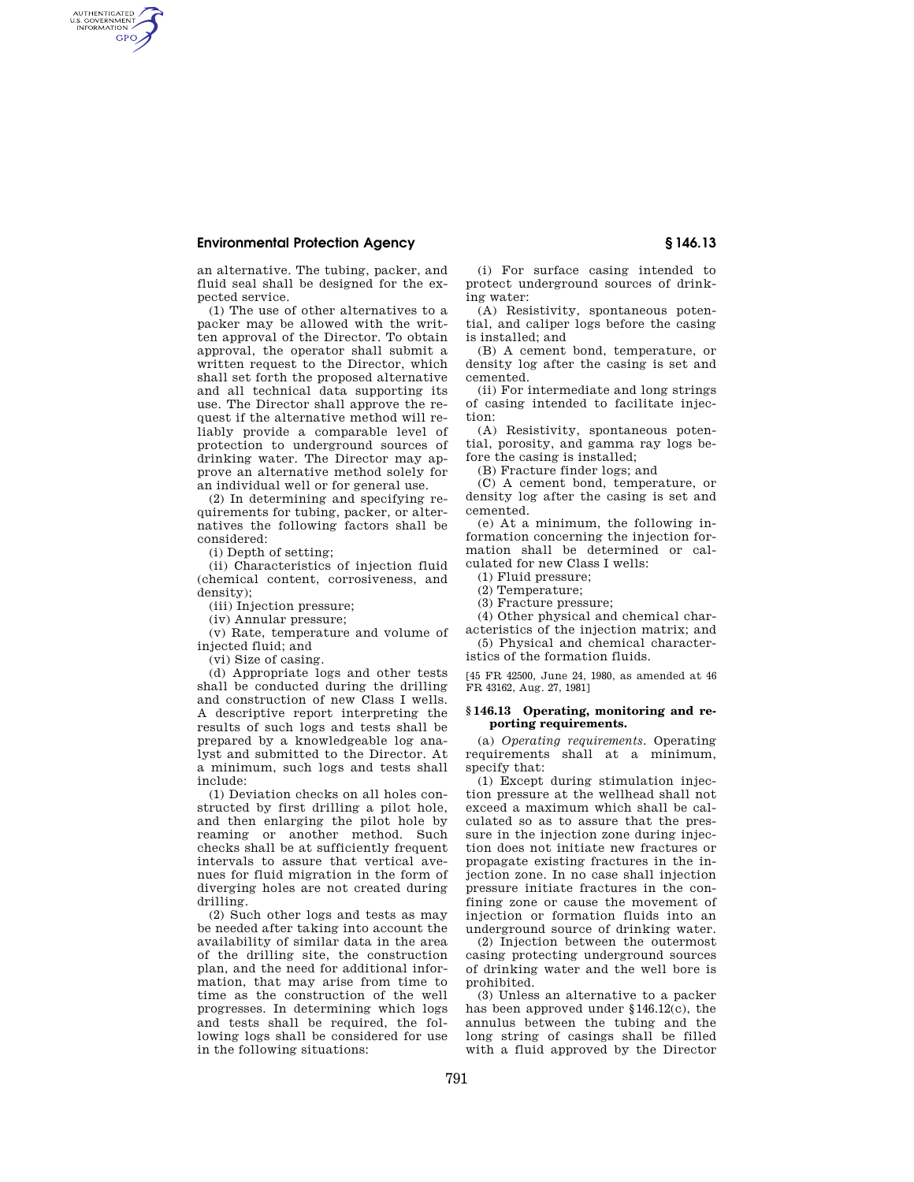an alternative. The tubing, packer, and fluid seal shall be designed for the expected service.

(1) The use of other alternatives to a packer may be allowed with the written approval of the Director. To obtain approval, the operator shall submit a written request to the Director, which shall set forth the proposed alternative and all technical data supporting its use. The Director shall approve the request if the alternative method will reliably provide a comparable level of protection to underground sources of drinking water. The Director may approve an alternative method solely for an individual well or for general use.

(2) In determining and specifying requirements for tubing, packer, or alternatives the following factors shall be considered:

(i) Depth of setting;

(ii) Characteristics of injection fluid (chemical content, corrosiveness, and density);

(iii) Injection pressure;

(iv) Annular pressure;

(v) Rate, temperature and volume of injected fluid; and

(vi) Size of casing.

(d) Appropriate logs and other tests shall be conducted during the drilling and construction of new Class I wells. A descriptive report interpreting the results of such logs and tests shall be prepared by a knowledgeable log analyst and submitted to the Director. At a minimum, such logs and tests shall include:

(1) Deviation checks on all holes constructed by first drilling a pilot hole, and then enlarging the pilot hole by reaming or another method. Such checks shall be at sufficiently frequent intervals to assure that vertical avenues for fluid migration in the form of diverging holes are not created during drilling.

(2) Such other logs and tests as may be needed after taking into account the availability of similar data in the area of the drilling site, the construction plan, and the need for additional information, that may arise from time to time as the construction of the well progresses. In determining which logs and tests shall be required, the following logs shall be considered for use in the following situations:

(i) For surface casing intended to protect underground sources of drinking water:

(A) Resistivity, spontaneous potential, and caliper logs before the casing is installed; and

(B) A cement bond, temperature, or density log after the casing is set and cemented.

(ii) For intermediate and long strings of casing intended to facilitate injection:

(A) Resistivity, spontaneous potential, porosity, and gamma ray logs before the casing is installed;

(B) Fracture finder logs; and

(C) A cement bond, temperature, or density log after the casing is set and cemented.

(e) At a minimum, the following information concerning the injection formation shall be determined or calculated for new Class I wells:

(1) Fluid pressure;

(2) Temperature;

(3) Fracture pressure;

(4) Other physical and chemical characteristics of the injection matrix; and

(5) Physical and chemical characteristics of the formation fluids.

[45 FR 42500, June 24, 1980, as amended at 46 FR 43162, Aug. 27, 1981]

## § 146.13 Operating, monitoring and reporting requirements.

(a) *Operating requirements.* Operating requirements shall at a minimum, specify that:

(1) Except during stimulation injection pressure at the wellhead shall not exceed a maximum which shall be calculated so as to assure that the pressure in the injection zone during injection does not initiate new fractures or propagate existing fractures in the injection zone. In no case shall injection pressure initiate fractures in the confining zone or cause the movement of injection or formation fluids into an underground source of drinking water.

(2) Injection between the outermost casing protecting underground sources of drinking water and the well bore is prohibited.

(3) Unless an alternative to a packer has been approved under §146.12(c), the annulus between the tubing and the long string of casings shall be filled with a fluid approved by the Director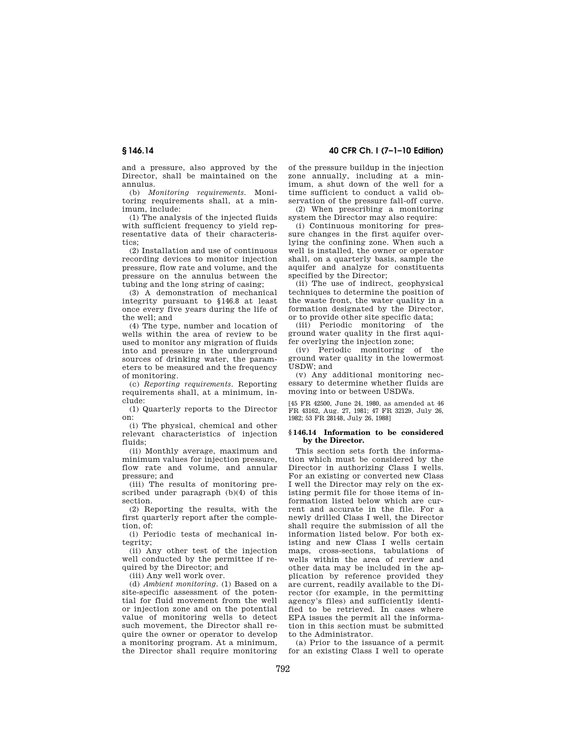and a pressure, also approved by the Director, shall be maintained on the annulus.

(b) *Monitoring requirements.* Monitoring requirements shall, at a minimum, include:

(1) The analysis of the injected fluids with sufficient frequency to yield representative data of their characteristics;

(2) Installation and use of continuous recording devices to monitor injection pressure, flow rate and volume, and the pressure on the annulus between the tubing and the long string of casing;

(3) A demonstration of mechanical integrity pursuant to §146.8 at least once every five years during the life of the well; and

(4) The type, number and location of wells within the area of review to be used to monitor any migration of fluids into and pressure in the underground sources of drinking water, the parameters to be measured and the frequency of monitoring.

(c) *Reporting requirements.* Reporting requirements shall, at a minimum, include:

(1) Quarterly reports to the Director on:

(i) The physical, chemical and other relevant characteristics of injection fluids;

(ii) Monthly average, maximum and minimum values for injection pressure, flow rate and volume, and annular pressure; and

(iii) The results of monitoring prescribed under paragraph (b)(4) of this section.

(2) Reporting the results, with the first quarterly report after the completion, of:

(i) Periodic tests of mechanical integrity;

(ii) Any other test of the injection well conducted by the permittee if required by the Director; and

(iii) Any well work over.

(d) *Ambient monitoring.* (1) Based on a site-specific assessment of the potential for fluid movement from the well or injection zone and on the potential value of monitoring wells to detect such movement, the Director shall require the owner or operator to develop a monitoring program. At a minimum, the Director shall require monitoring of the pressure buildup in the injection zone annually, including at a minimum, a shut down of the well for a time sufficient to conduct a valid observation of the pressure fall-off curve.

(2) When prescribing a monitoring system the Director may also require:

(i) Continuous monitoring for pressure changes in the first aquifer overlying the confining zone. When such a well is installed, the owner or operator shall, on a quarterly basis, sample the aquifer and analyze for constituents specified by the Director;

(ii) The use of indirect, geophysical techniques to determine the position of the waste front, the water quality in a formation designated by the Director, or to provide other site specific data;

(iii) Periodic monitoring of the ground water quality in the first aquifer overlying the injection zone;

(iv) Periodic monitoring of the ground water quality in the lowermost USDW; and

(v) Any additional monitoring necessary to determine whether fluids are moving into or between USDWs.

[45 FR 42500, June 24, 1980, as amended at 46 FR 43162, Aug. 27, 1981; 47 FR 32129, July 26, 1982; 53 FR 28148, July 26, 1988]

## §146.14 Information to be considered by the Director.

This section sets forth the information which must be considered by the Director in authorizing Class I wells. For an existing or converted new Class I well the Director may rely on the existing permit file for those items of information listed below which are current and accurate in the file. For a newly drilled Class I well, the Director shall require the submission of all the information listed below. For both existing and new Class I wells certain maps, cross-sections, tabulations of wells within the area of review and other data may be included in the application by reference provided they are current, readily available to the Director (for example, in the permitting agency's files) and sufficiently identified to be retrieved. In cases where EPA issues the permit all the information in this section must be submitted to the Administrator.

(a) Prior to the issuance of a permit for an existing Class I well to operate